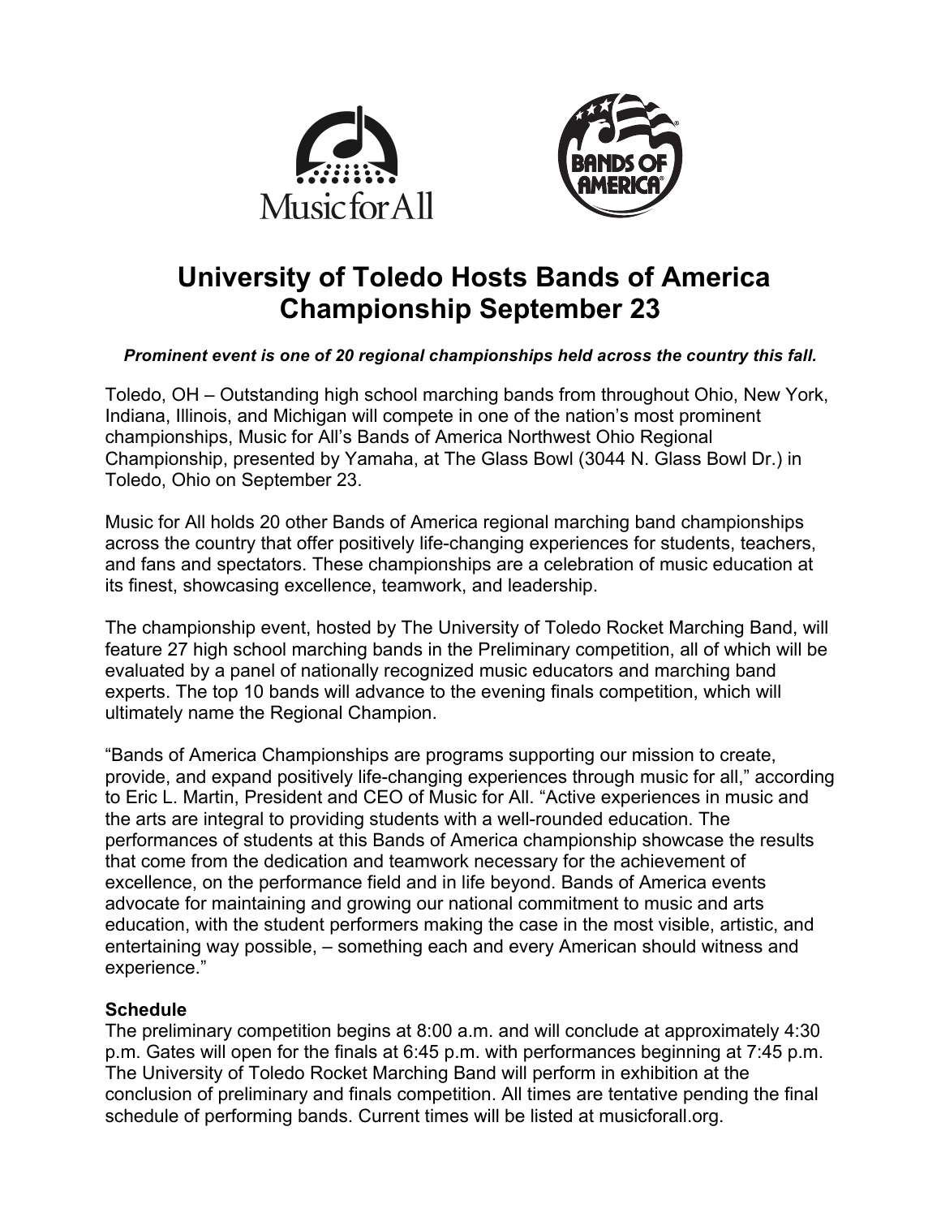# University of Toledo Hosts Bands of America Championship September 23

***Prominent event is one of 20 regional championships held across the country this fall.***

Toledo, OH – Outstanding high school marching bands from throughout Ohio, New York, Indiana, Illinois, and Michigan will compete in one of the nation's most prominent championships, Music for All's Bands of America Northwest Ohio Regional Championship, presented by Yamaha, at The Glass Bowl (3044 N. Glass Bowl Dr.) in Toledo, Ohio on September 23.

Music for All holds 20 other Bands of America regional marching band championships across the country that offer positively life-changing experiences for students, teachers, and fans and spectators. These championships are a celebration of music education at its finest, showcasing excellence, teamwork, and leadership.

The championship event, hosted by The University of Toledo Rocket Marching Band, will feature 27 high school marching bands in the Preliminary competition, all of which will be evaluated by a panel of nationally recognized music educators and marching band experts. The top 10 bands will advance to the evening finals competition, which will ultimately name the Regional Champion.

"Bands of America Championships are programs supporting our mission to create, provide, and expand positively life-changing experiences through music for all," according to Eric L. Martin, President and CEO of Music for All. "Active experiences in music and the arts are integral to providing students with a well-rounded education. The performances of students at this Bands of America championship showcase the results that come from the dedication and teamwork necessary for the achievement of excellence, on the performance field and in life beyond. Bands of America events advocate for maintaining and growing our national commitment to music and arts education, with the student performers making the case in the most visible, artistic, and entertaining way possible, – something each and every American should witness and experience."

**Schedule**

The preliminary competition begins at 8:00 a.m. and will conclude at approximately 4:30 p.m. Gates will open for the finals at 6:45 p.m. with performances beginning at 7:45 p.m. The University of Toledo Rocket Marching Band will perform in exhibition at the conclusion of preliminary and finals competition. All times are tentative pending the final schedule of performing bands. Current times will be listed at musicforall.org.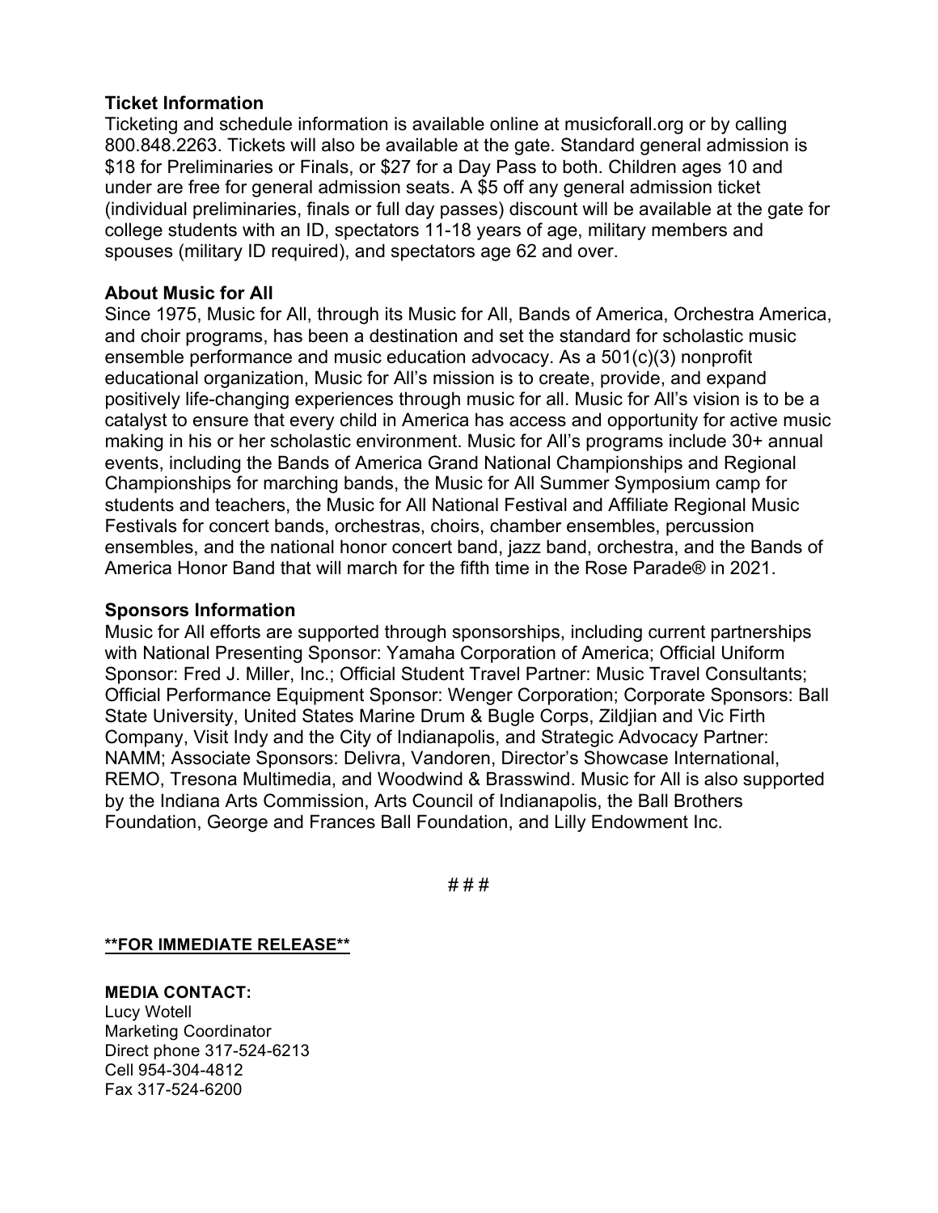**Ticket Information**

Ticketing and schedule information is available online at musicforall.org or by calling 800.848.2263. Tickets will also be available at the gate. Standard general admission is $18 for Preliminaries or Finals, or $27 for a Day Pass to both. Children ages 10 and under are free for general admission seats. A $5 off any general admission ticket (individual preliminaries, finals or full day passes) discount will be available at the gate for college students with an ID, spectators 11-18 years of age, military members and spouses (military ID required), and spectators age 62 and over.

**About Music for All**

Since 1975, Music for All, through its Music for All, Bands of America, Orchestra America, and choir programs, has been a destination and set the standard for scholastic music ensemble performance and music education advocacy. As a 501(c)(3) nonprofit educational organization, Music for All's mission is to create, provide, and expand positively life-changing experiences through music for all. Music for All's vision is to be a catalyst to ensure that every child in America has access and opportunity for active music making in his or her scholastic environment. Music for All's programs include 30+ annual events, including the Bands of America Grand National Championships and Regional Championships for marching bands, the Music for All Summer Symposium camp for students and teachers, the Music for All National Festival and Affiliate Regional Music Festivals for concert bands, orchestras, choirs, chamber ensembles, percussion ensembles, and the national honor concert band, jazz band, orchestra, and the Bands of America Honor Band that will march for the fifth time in the Rose Parade® in 2021.

**Sponsors Information**

Music for All efforts are supported through sponsorships, including current partnerships with National Presenting Sponsor: Yamaha Corporation of America; Official Uniform Sponsor: Fred J. Miller, Inc.; Official Student Travel Partner: Music Travel Consultants; Official Performance Equipment Sponsor: Wenger Corporation; Corporate Sponsors: Ball State University, United States Marine Drum & Bugle Corps, Zildjian and Vic Firth Company, Visit Indy and the City of Indianapolis, and Strategic Advocacy Partner: NAMM; Associate Sponsors: Delivra, Vandoren, Director's Showcase International, REMO, Tresona Multimedia, and Woodwind & Brasswind. Music for All is also supported by the Indiana Arts Commission, Arts Council of Indianapolis, the Ball Brothers Foundation, George and Frances Ball Foundation, and Lilly Endowment Inc.

# # #

**<u>**FOR IMMEDIATE RELEASE**</u>**

**MEDIA CONTACT:**
Lucy Wotell
Marketing Coordinator
Direct phone 317-524-6213
Cell 954-304-4812
Fax 317-524-6200